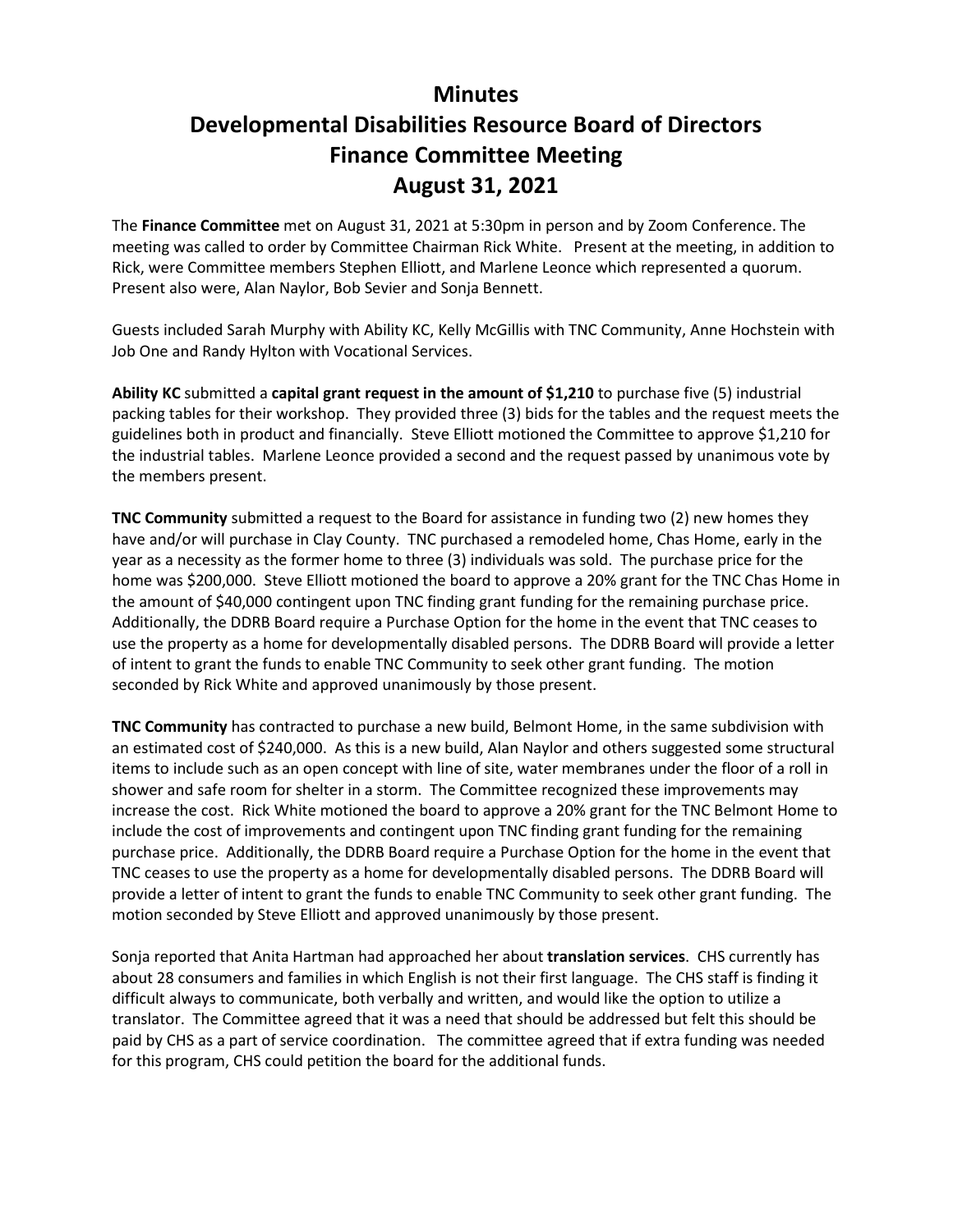# Minutes

# Developmental Disabilities Resource Board of Directors

# Finance Committee Meeting

# August 31, 2021

The **Finance Committee** met on August 31, 2021 at 5:30pm in person and by Zoom Conference. The meeting was called to order by Committee Chairman Rick White. Present at the meeting, in addition to Rick, were Committee members Stephen Elliott, and Marlene Leonce which represented a quorum. Present also were, Alan Naylor, Bob Sevier and Sonja Bennett.

Guests included Sarah Murphy with Ability KC, Kelly McGillis with TNC Community, Anne Hochstein with Job One and Randy Hylton with Vocational Services.

**Ability KC** submitted a **capital grant request in the amount of $1,210** to purchase five (5) industrial packing tables for their workshop. They provided three (3) bids for the tables and the request meets the guidelines both in product and financially. Steve Elliott motioned the Committee to approve $1,210 for the industrial tables. Marlene Leonce provided a second and the request passed by unanimous vote by the members present.

**TNC Community** submitted a request to the Board for assistance in funding two (2) new homes they have and/or will purchase in Clay County. TNC purchased a remodeled home, Chas Home, early in the year as a necessity as the former home to three (3) individuals was sold. The purchase price for the home was $200,000. Steve Elliott motioned the board to approve a 20% grant for the TNC Chas Home in the amount of $40,000 contingent upon TNC finding grant funding for the remaining purchase price. Additionally, the DDRB Board require a Purchase Option for the home in the event that TNC ceases to use the property as a home for developmentally disabled persons. The DDRB Board will provide a letter of intent to grant the funds to enable TNC Community to seek other grant funding. The motion seconded by Rick White and approved unanimously by those present.

**TNC Community** has contracted to purchase a new build, Belmont Home, in the same subdivision with an estimated cost of $240,000. As this is a new build, Alan Naylor and others suggested some structural items to include such as an open concept with line of site, water membranes under the floor of a roll in shower and safe room for shelter in a storm. The Committee recognized these improvements may increase the cost. Rick White motioned the board to approve a 20% grant for the TNC Belmont Home to include the cost of improvements and contingent upon TNC finding grant funding for the remaining purchase price. Additionally, the DDRB Board require a Purchase Option for the home in the event that TNC ceases to use the property as a home for developmentally disabled persons. The DDRB Board will provide a letter of intent to grant the funds to enable TNC Community to seek other grant funding. The motion seconded by Steve Elliott and approved unanimously by those present.

Sonja reported that Anita Hartman had approached her about **translation services**. CHS currently has about 28 consumers and families in which English is not their first language. The CHS staff is finding it difficult always to communicate, both verbally and written, and would like the option to utilize a translator. The Committee agreed that it was a need that should be addressed but felt this should be paid by CHS as a part of service coordination. The committee agreed that if extra funding was needed for this program, CHS could petition the board for the additional funds.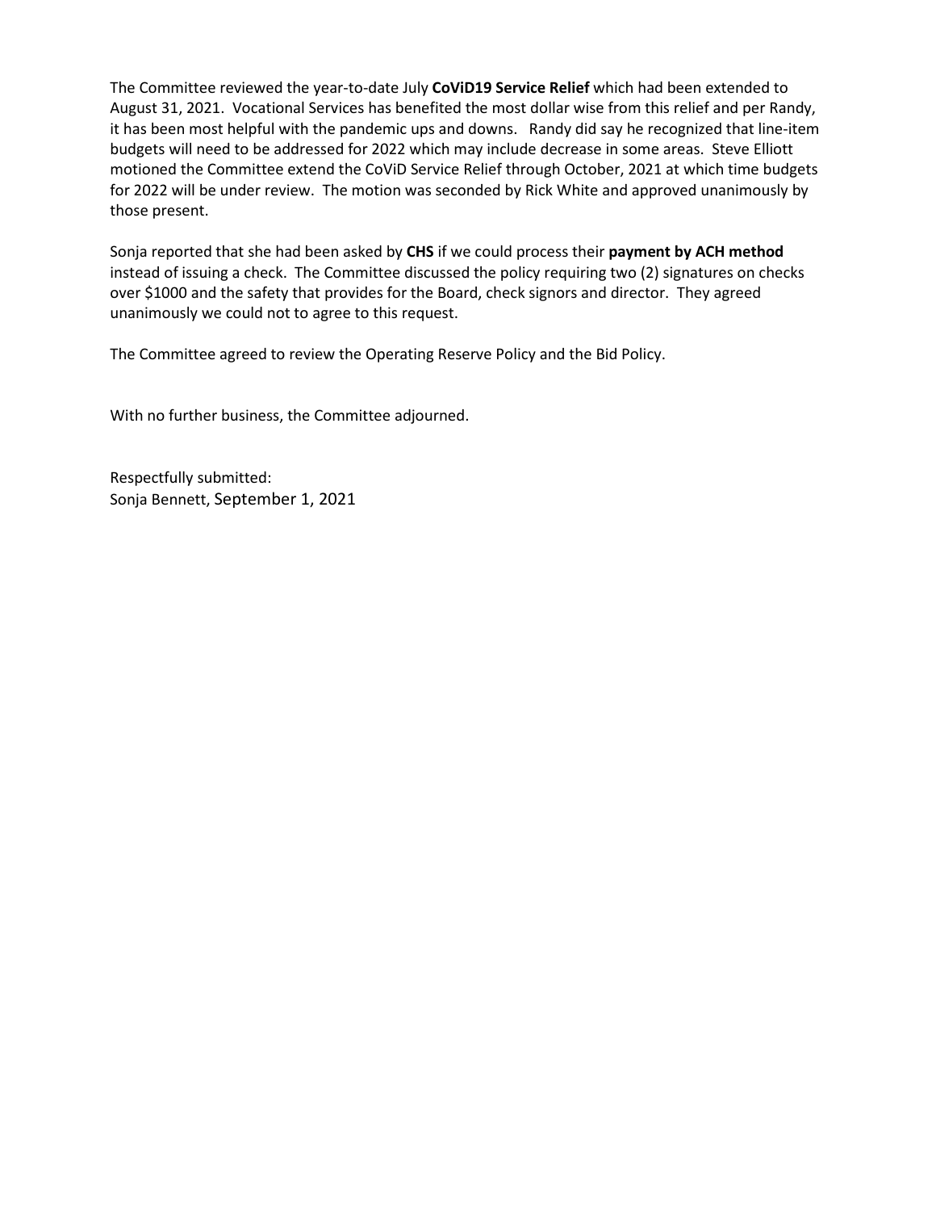The Committee reviewed the year-to-date July **CoViD19 Service Relief** which had been extended to August 31, 2021. Vocational Services has benefited the most dollar wise from this relief and per Randy, it has been most helpful with the pandemic ups and downs. Randy did say he recognized that line-item budgets will need to be addressed for 2022 which may include decrease in some areas. Steve Elliott motioned the Committee extend the CoViD Service Relief through October, 2021 at which time budgets for 2022 will be under review. The motion was seconded by Rick White and approved unanimously by those present.

Sonja reported that she had been asked by **CHS** if we could process their **payment by ACH method** instead of issuing a check. The Committee discussed the policy requiring two (2) signatures on checks over $1000 and the safety that provides for the Board, check signors and director. They agreed unanimously we could not to agree to this request.

The Committee agreed to review the Operating Reserve Policy and the Bid Policy.

With no further business, the Committee adjourned.

Respectfully submitted:
Sonja Bennett, September 1, 2021